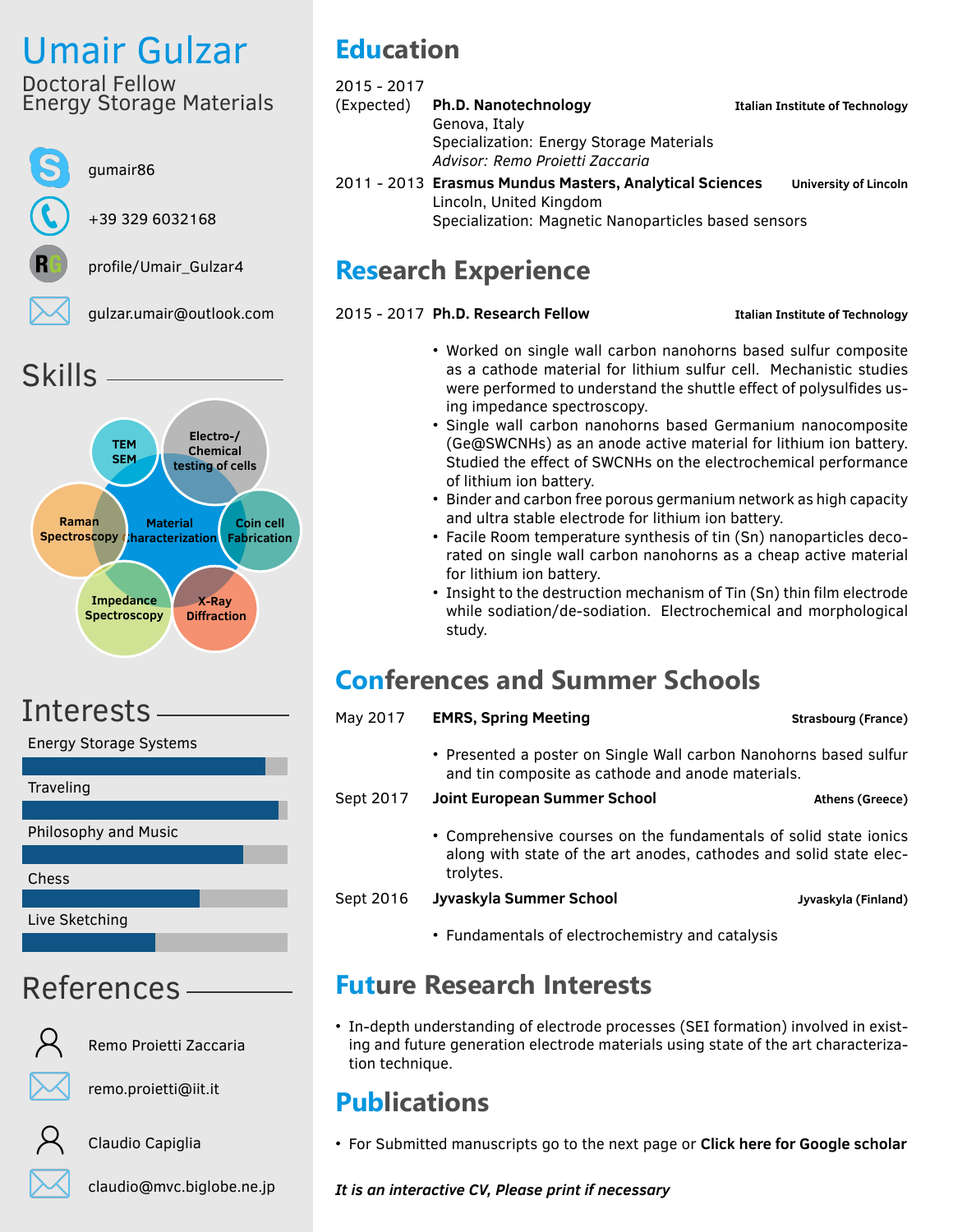# Umair Gulzar

Doctoral Fellow
Energy Storage Materials

gumair86

+39 329 6032168

profile/Umair_Gulzar4

gulzar.umair@outlook.com

## Skills

TEM
SEM

Electro-/
Chemical
testing of cells

Raman
Spectroscopy

Material
Characterization

Coin cell
Fabrication

Impedance
Spectroscopy

X-Ray
Diffraction

## Interests

Energy Storage Systems

Traveling

Philosophy and Music

Chess

Live Sketching

## References

Remo Proietti Zaccaria

remo.proietti@iit.it

Claudio Capiglia

claudio@mvc.biglobe.ne.jp

## Education

2015 - 2017 (Expected) **Ph.D. Nanotechnology** — **Italian Institute of Technology**
Genova, Italy
Specialization: Energy Storage Materials
*Advisor: Remo Proietti Zaccaria*

2011 - 2013 **Erasmus Mundus Masters, Analytical Sciences** — **University of Lincoln**
Lincoln, United Kingdom
Specialization: Magnetic Nanoparticles based sensors

## Research Experience

2015 - 2017 **Ph.D. Research Fellow** — **Italian Institute of Technology**

- Worked on single wall carbon nanohorns based sulfur composite as a cathode material for lithium sulfur cell. Mechanistic studies were performed to understand the shuttle effect of polysulfides using impedance spectroscopy.
- Single wall carbon nanohorns based Germanium nanocomposite (Ge@SWCNHs) as an anode active material for lithium ion battery. Studied the effect of SWCNHs on the electrochemical performance of lithium ion battery.
- Binder and carbon free porous germanium network as high capacity and ultra stable electrode for lithium ion battery.
- Facile Room temperature synthesis of tin (Sn) nanoparticles decorated on single wall carbon nanohorns as a cheap active material for lithium ion battery.
- Insight to the destruction mechanism of Tin (Sn) thin film electrode while sodiation/de-sodiation. Electrochemical and morphological study.

## Conferences and Summer Schools

May 2017 **EMRS, Spring Meeting** — **Strasbourg (France)**

- Presented a poster on Single Wall carbon Nanohorns based sulfur and tin composite as cathode and anode materials.

Sept 2017 **Joint European Summer School** — **Athens (Greece)**

- Comprehensive courses on the fundamentals of solid state ionics along with state of the art anodes, cathodes and solid state electrolytes.

Sept 2016 **Jyvaskyla Summer School** — **Jyvaskyla (Finland)**

- Fundamentals of electrochemistry and catalysis

## Future Research Interests

- In-depth understanding of electrode processes (SEI formation) involved in existing and future generation electrode materials using state of the art characterization technique.

## Publications

- For Submitted manuscripts go to the next page or **Click here for Google scholar**

***It is an interactive CV, Please print if necessary***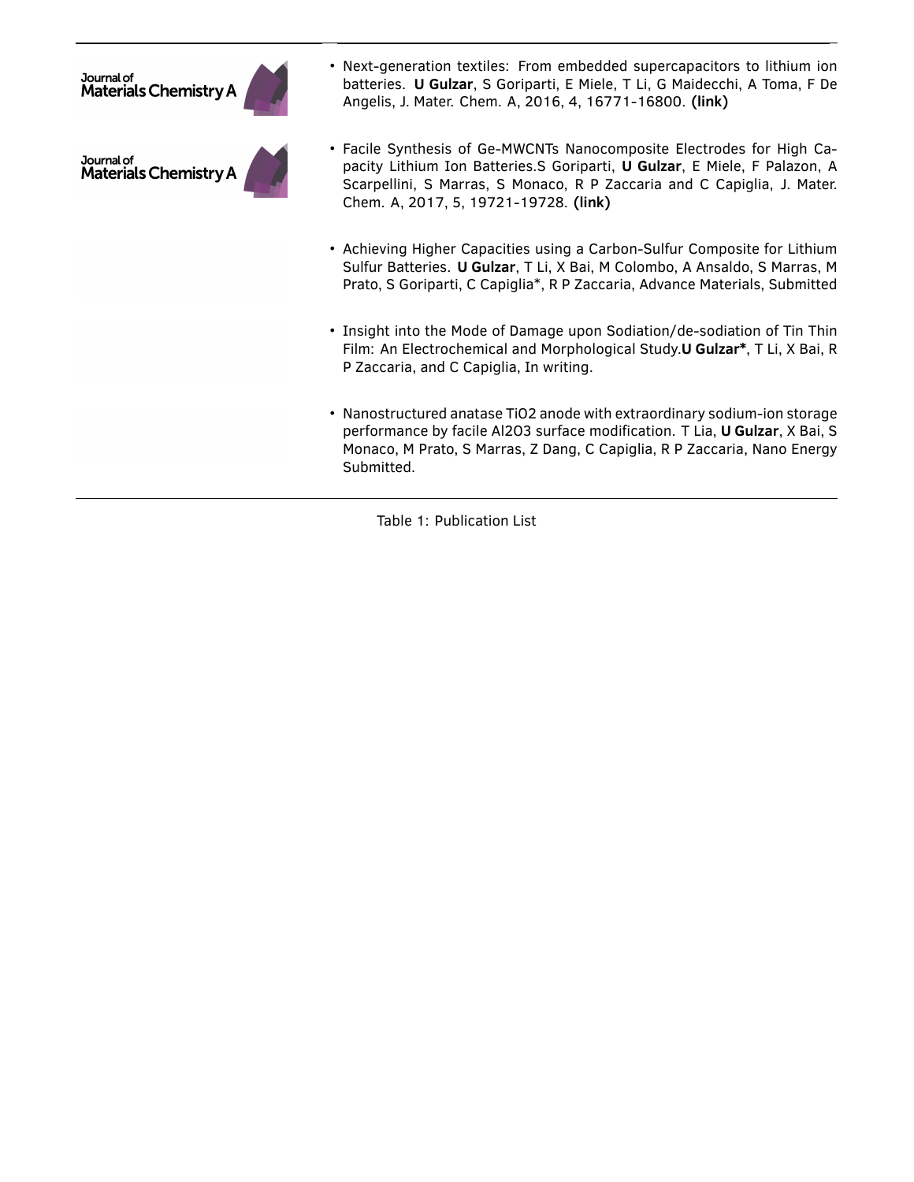| | |
|---|---|
| Journal of Materials Chemistry A | • Next-generation textiles: From embedded supercapacitors to lithium ion batteries. **U Gulzar**, S Goriparti, E Miele, T Li, G Maidecchi, A Toma, F De Angelis, J. Mater. Chem. A, 2016, 4, 16771-16800. **(link)** |
| Journal of Materials Chemistry A | • Facile Synthesis of Ge-MWCNTs Nanocomposite Electrodes for High Capacity Lithium Ion Batteries.S Goriparti, **U Gulzar**, E Miele, F Palazon, A Scarpellini, S Marras, S Monaco, R P Zaccaria and C Capiglia, J. Mater. Chem. A, 2017, 5, 19721-19728. **(link)** |
| | • Achieving Higher Capacities using a Carbon-Sulfur Composite for Lithium Sulfur Batteries. **U Gulzar**, T Li, X Bai, M Colombo, A Ansaldo, S Marras, M Prato, S Goriparti, C Capiglia*, R P Zaccaria, Advance Materials, Submitted |
| | • Insight into the Mode of Damage upon Sodiation/de-sodiation of Tin Thin Film: An Electrochemical and Morphological Study.**U Gulzar***, T Li, X Bai, R P Zaccaria, and C Capiglia, In writing. |
| | • Nanostructured anatase $TiO_2$ anode with extraordinary sodium-ion storage performance by facile $Al_2O_3$ surface modification. T Lia, **U Gulzar**, X Bai, S Monaco, M Prato, S Marras, Z Dang, C Capiglia, R P Zaccaria, Nano Energy Submitted. |

Table 1: Publication List